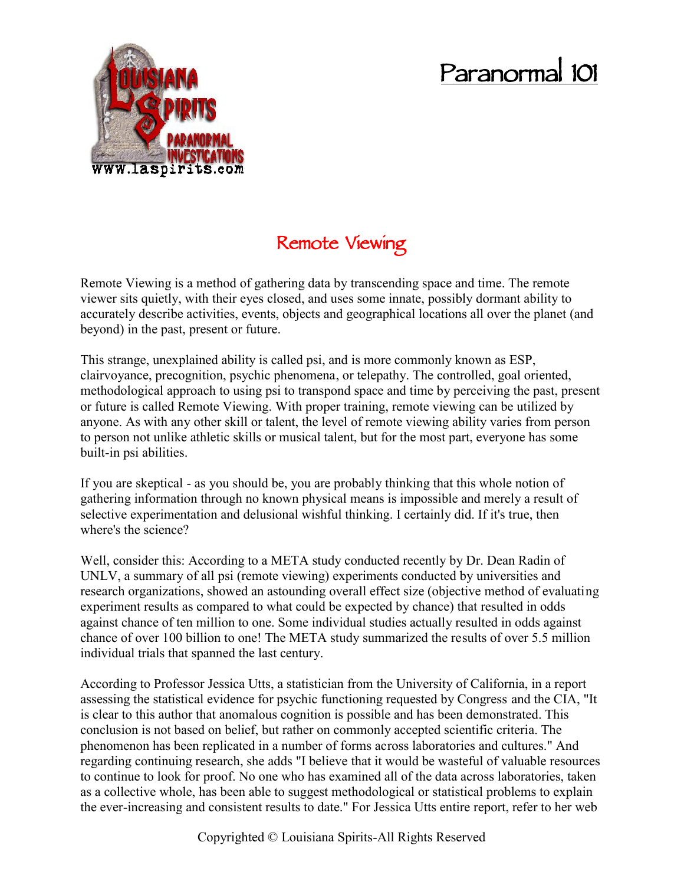# Paranormal 101

## Remote Viewing

Remote Viewing is a method of gathering data by transcending space and time. The remote viewer sits quietly, with their eyes closed, and uses some innate, possibly dormant ability to accurately describe activities, events, objects and geographical locations all over the planet (and beyond) in the past, present or future.

This strange, unexplained ability is called psi, and is more commonly known as ESP, clairvoyance, precognition, psychic phenomena, or telepathy. The controlled, goal oriented, methodological approach to using psi to transpond space and time by perceiving the past, present or future is called Remote Viewing. With proper training, remote viewing can be utilized by anyone. As with any other skill or talent, the level of remote viewing ability varies from person to person not unlike athletic skills or musical talent, but for the most part, everyone has some built-in psi abilities.

If you are skeptical - as you should be, you are probably thinking that this whole notion of gathering information through no known physical means is impossible and merely a result of selective experimentation and delusional wishful thinking. I certainly did. If it's true, then where's the science?

Well, consider this: According to a META study conducted recently by Dr. Dean Radin of UNLV, a summary of all psi (remote viewing) experiments conducted by universities and research organizations, showed an astounding overall effect size (objective method of evaluating experiment results as compared to what could be expected by chance) that resulted in odds against chance of ten million to one. Some individual studies actually resulted in odds against chance of over 100 billion to one! The META study summarized the results of over 5.5 million individual trials that spanned the last century.

According to Professor Jessica Utts, a statistician from the University of California, in a report assessing the statistical evidence for psychic functioning requested by Congress and the CIA, "It is clear to this author that anomalous cognition is possible and has been demonstrated. This conclusion is not based on belief, but rather on commonly accepted scientific criteria. The phenomenon has been replicated in a number of forms across laboratories and cultures." And regarding continuing research, she adds "I believe that it would be wasteful of valuable resources to continue to look for proof. No one who has examined all of the data across laboratories, taken as a collective whole, has been able to suggest methodological or statistical problems to explain the ever-increasing and consistent results to date." For Jessica Utts entire report, refer to her web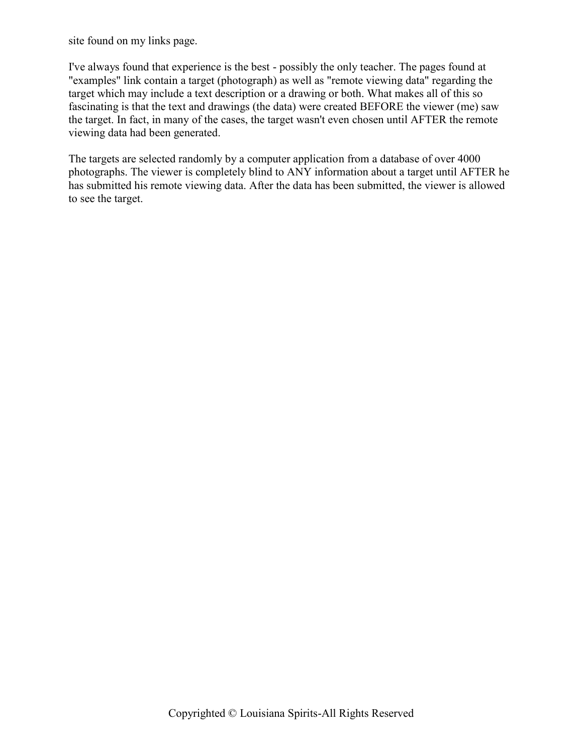site found on my links page.

I've always found that experience is the best - possibly the only teacher. The pages found at "examples" link contain a target (photograph) as well as "remote viewing data" regarding the target which may include a text description or a drawing or both. What makes all of this so fascinating is that the text and drawings (the data) were created BEFORE the viewer (me) saw the target. In fact, in many of the cases, the target wasn't even chosen until AFTER the remote viewing data had been generated.

The targets are selected randomly by a computer application from a database of over 4000 photographs. The viewer is completely blind to ANY information about a target until AFTER he has submitted his remote viewing data. After the data has been submitted, the viewer is allowed to see the target.